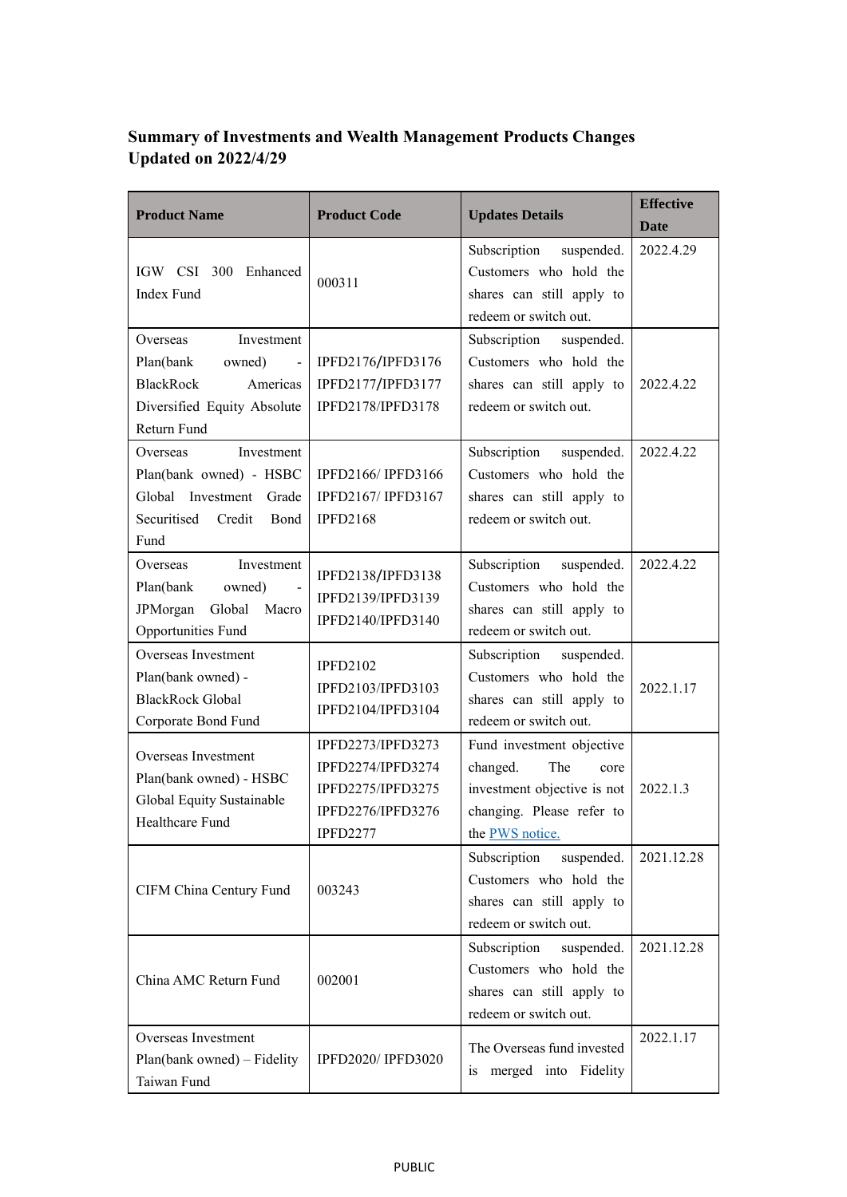**Summary of Investments and Wealth Management Products Changes Updated on 2022/4/29**

| Product Name | Product Code | Updates Details | Effective Date |
|---|---|---|---|
| IGW CSI 300 Enhanced Index Fund | 000311 | Subscription suspended. Customers who hold the shares can still apply to redeem or switch out. | 2022.4.29 |
| Overseas Investment Plan(bank owned) - BlackRock Americas Diversified Equity Absolute Return Fund | IPFD2176/IPFD3176<br>IPFD2177/IPFD3177<br>IPFD2178/IPFD3178 | Subscription suspended. Customers who hold the shares can still apply to redeem or switch out. | 2022.4.22 |
| Overseas Investment Plan(bank owned) - HSBC Global Investment Grade Securitised Credit Bond Fund | IPFD2166/ IPFD3166<br>IPFD2167/ IPFD3167<br>IPFD2168 | Subscription suspended. Customers who hold the shares can still apply to redeem or switch out. | 2022.4.22 |
| Overseas Investment Plan(bank owned) - JPMorgan Global Macro Opportunities Fund | IPFD2138/IPFD3138<br>IPFD2139/IPFD3139<br>IPFD2140/IPFD3140 | Subscription suspended. Customers who hold the shares can still apply to redeem or switch out. | 2022.4.22 |
| Overseas Investment Plan(bank owned) - BlackRock Global Corporate Bond Fund | IPFD2102<br>IPFD2103/IPFD3103<br>IPFD2104/IPFD3104 | Subscription suspended. Customers who hold the shares can still apply to redeem or switch out. | 2022.1.17 |
| Overseas Investment Plan(bank owned) - HSBC Global Equity Sustainable Healthcare Fund | IPFD2273/IPFD3273<br>IPFD2274/IPFD3274<br>IPFD2275/IPFD3275<br>IPFD2276/IPFD3276<br>IPFD2277 | Fund investment objective changed. The core investment objective is not changing. Please refer to the PWS notice. | 2022.1.3 |
| CIFM China Century Fund | 003243 | Subscription suspended. Customers who hold the shares can still apply to redeem or switch out. | 2021.12.28 |
| China AMC Return Fund | 002001 | Subscription suspended. Customers who hold the shares can still apply to redeem or switch out. | 2021.12.28 |
| Overseas Investment Plan(bank owned) – Fidelity Taiwan Fund | IPFD2020/ IPFD3020 | The Overseas fund invested is merged into Fidelity | 2022.1.17 |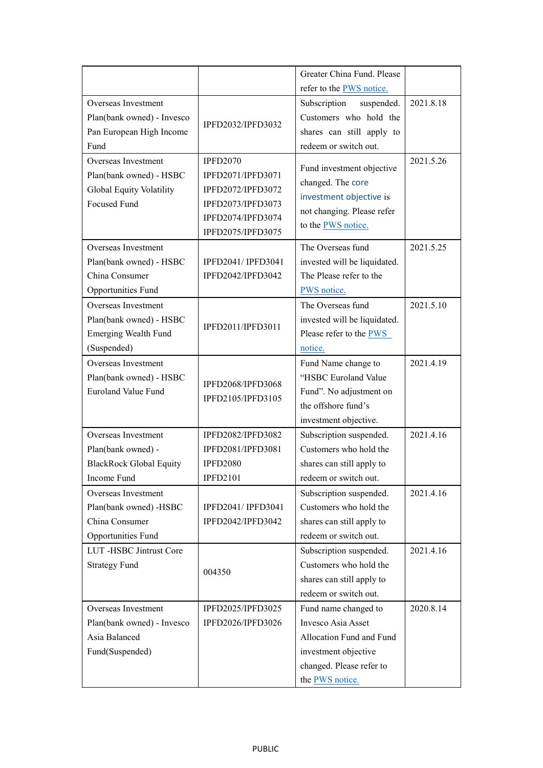| | | Greater China Fund. Please refer to the PWS notice. | |
|---|---|---|---|
| Overseas Investment Plan(bank owned) - Invesco Pan European High Income Fund | IPFD2032/IPFD3032 | Subscription suspended. Customers who hold the shares can still apply to redeem or switch out. | 2021.8.18 |
| Overseas Investment Plan(bank owned) - HSBC Global Equity Volatility Focused Fund | IPFD2070<br>IPFD2071/IPFD3071<br>IPFD2072/IPFD3072<br>IPFD2073/IPFD3073<br>IPFD2074/IPFD3074<br>IPFD2075/IPFD3075 | Fund investment objective changed. The core investment objective is not changing. Please refer to the PWS notice. | 2021.5.26 |
| Overseas Investment Plan(bank owned) - HSBC China Consumer Opportunities Fund | IPFD2041/ IPFD3041<br>IPFD2042/IPFD3042 | The Overseas fund invested will be liquidated. The Please refer to the PWS notice. | 2021.5.25 |
| Overseas Investment Plan(bank owned) - HSBC Emerging Wealth Fund (Suspended) | IPFD2011/IPFD3011 | The Overseas fund invested will be liquidated. Please refer to the PWS notice. | 2021.5.10 |
| Overseas Investment Plan(bank owned) - HSBC Euroland Value Fund | IPFD2068/IPFD3068<br>IPFD2105/IPFD3105 | Fund Name change to "HSBC Euroland Value Fund". No adjustment on the offshore fund's investment objective. | 2021.4.19 |
| Overseas Investment Plan(bank owned) - BlackRock Global Equity Income Fund | IPFD2082/IPFD3082<br>IPFD2081/IPFD3081<br>IPFD2080<br>IPFD2101 | Subscription suspended. Customers who hold the shares can still apply to redeem or switch out. | 2021.4.16 |
| Overseas Investment Plan(bank owned) -HSBC China Consumer Opportunities Fund | IPFD2041/ IPFD3041<br>IPFD2042/IPFD3042 | Subscription suspended. Customers who hold the shares can still apply to redeem or switch out. | 2021.4.16 |
| LUT -HSBC Jintrust Core Strategy Fund | 004350 | Subscription suspended. Customers who hold the shares can still apply to redeem or switch out. | 2021.4.16 |
| Overseas Investment Plan(bank owned) - Invesco Asia Balanced Fund(Suspended) | IPFD2025/IPFD3025<br>IPFD2026/IPFD3026 | Fund name changed to Invesco Asia Asset Allocation Fund and Fund investment objective changed. Please refer to the PWS notice. | 2020.8.14 |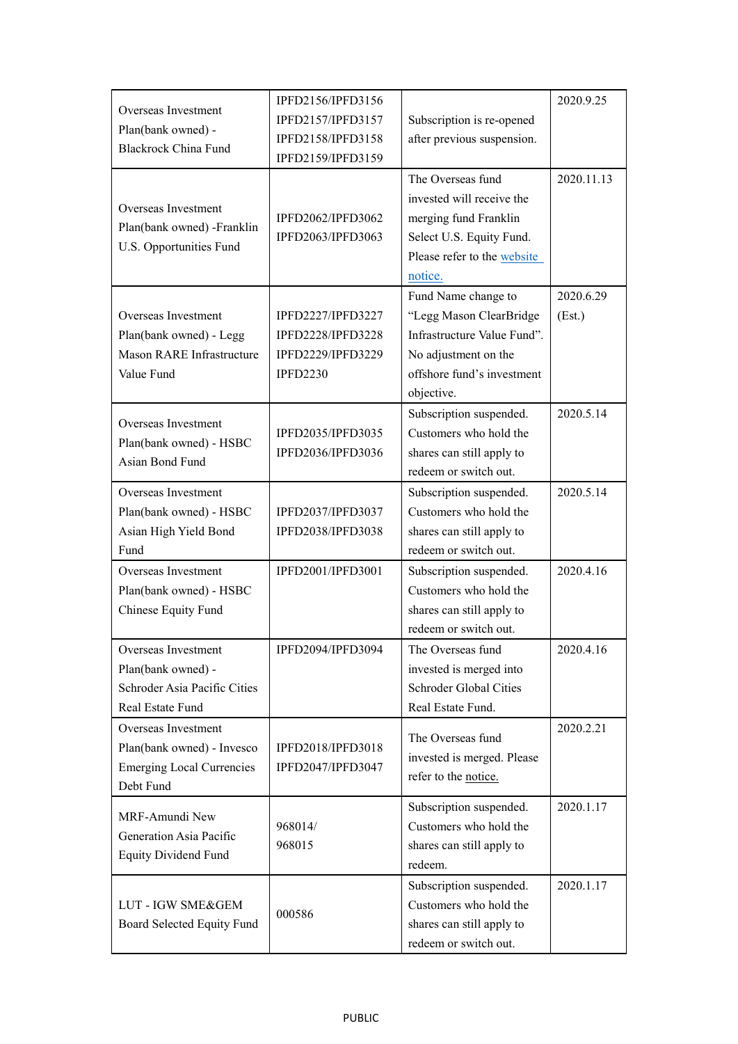| | | | |
|---|---|---|---|
| Overseas Investment Plan(bank owned) - Blackrock China Fund | IPFD2156/IPFD3156 IPFD2157/IPFD3157 IPFD2158/IPFD3158 IPFD2159/IPFD3159 | Subscription is re-opened after previous suspension. | 2020.9.25 |
| Overseas Investment Plan(bank owned) -Franklin U.S. Opportunities Fund | IPFD2062/IPFD3062 IPFD2063/IPFD3063 | The Overseas fund invested will receive the merging fund Franklin Select U.S. Equity Fund. Please refer to the website notice. | 2020.11.13 |
| Overseas Investment Plan(bank owned) - Legg Mason RARE Infrastructure Value Fund | IPFD2227/IPFD3227 IPFD2228/IPFD3228 IPFD2229/IPFD3229 IPFD2230 | Fund Name change to "Legg Mason ClearBridge Infrastructure Value Fund". No adjustment on the offshore fund's investment objective. | 2020.6.29 (Est.) |
| Overseas Investment Plan(bank owned) - HSBC Asian Bond Fund | IPFD2035/IPFD3035 IPFD2036/IPFD3036 | Subscription suspended. Customers who hold the shares can still apply to redeem or switch out. | 2020.5.14 |
| Overseas Investment Plan(bank owned) - HSBC Asian High Yield Bond Fund | IPFD2037/IPFD3037 IPFD2038/IPFD3038 | Subscription suspended. Customers who hold the shares can still apply to redeem or switch out. | 2020.5.14 |
| Overseas Investment Plan(bank owned) - HSBC Chinese Equity Fund | IPFD2001/IPFD3001 | Subscription suspended. Customers who hold the shares can still apply to redeem or switch out. | 2020.4.16 |
| Overseas Investment Plan(bank owned) - Schroder Asia Pacific Cities Real Estate Fund | IPFD2094/IPFD3094 | The Overseas fund invested is merged into Schroder Global Cities Real Estate Fund. | 2020.4.16 |
| Overseas Investment Plan(bank owned) - Invesco Emerging Local Currencies Debt Fund | IPFD2018/IPFD3018 IPFD2047/IPFD3047 | The Overseas fund invested is merged. Please refer to the notice. | 2020.2.21 |
| MRF-Amundi New Generation Asia Pacific Equity Dividend Fund | 968014/ 968015 | Subscription suspended. Customers who hold the shares can still apply to redeem. | 2020.1.17 |
| LUT - IGW SME&GEM Board Selected Equity Fund | 000586 | Subscription suspended. Customers who hold the shares can still apply to redeem or switch out. | 2020.1.17 |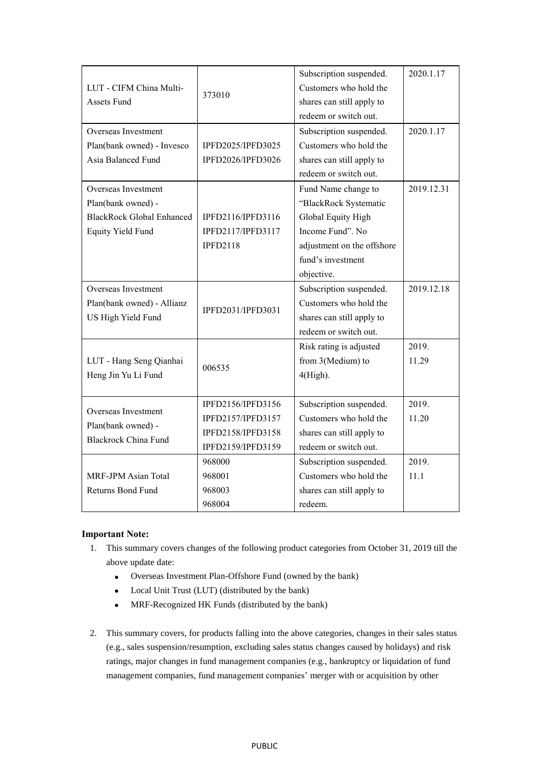| | | | |
|---|---|---|---|
| LUT - CIFM China Multi-Assets Fund | 373010 | Subscription suspended. Customers who hold the shares can still apply to redeem or switch out. | 2020.1.17 |
| Overseas Investment Plan(bank owned) - Invesco Asia Balanced Fund | IPFD2025/IPFD3025 IPFD2026/IPFD3026 | Subscription suspended. Customers who hold the shares can still apply to redeem or switch out. | 2020.1.17 |
| Overseas Investment Plan(bank owned) - BlackRock Global Enhanced Equity Yield Fund | IPFD2116/IPFD3116 IPFD2117/IPFD3117 IPFD2118 | Fund Name change to "BlackRock Systematic Global Equity High Income Fund". No adjustment on the offshore fund's investment objective. | 2019.12.31 |
| Overseas Investment Plan(bank owned) - Allianz US High Yield Fund | IPFD2031/IPFD3031 | Subscription suspended. Customers who hold the shares can still apply to redeem or switch out. | 2019.12.18 |
| LUT - Hang Seng Qianhai Heng Jin Yu Li Fund | 006535 | Risk rating is adjusted from 3(Medium) to 4(High). | 2019. 11.29 |
| Overseas Investment Plan(bank owned) - Blackrock China Fund | IPFD2156/IPFD3156 IPFD2157/IPFD3157 IPFD2158/IPFD3158 IPFD2159/IPFD3159 | Subscription suspended. Customers who hold the shares can still apply to redeem or switch out. | 2019. 11.20 |
| MRF-JPM Asian Total Returns Bond Fund | 968000 968001 968003 968004 | Subscription suspended. Customers who hold the shares can still apply to redeem. | 2019. 11.1 |

**Important Note:**

1. This summary covers changes of the following product categories from October 31, 2019 till the above update date:
   - Overseas Investment Plan-Offshore Fund (owned by the bank)
   - Local Unit Trust (LUT) (distributed by the bank)
   - MRF-Recognized HK Funds (distributed by the bank)

2. This summary covers, for products falling into the above categories, changes in their sales status (e.g., sales suspension/resumption, excluding sales status changes caused by holidays) and risk ratings, major changes in fund management companies (e.g., bankruptcy or liquidation of fund management companies, fund management companies' merger with or acquisition by other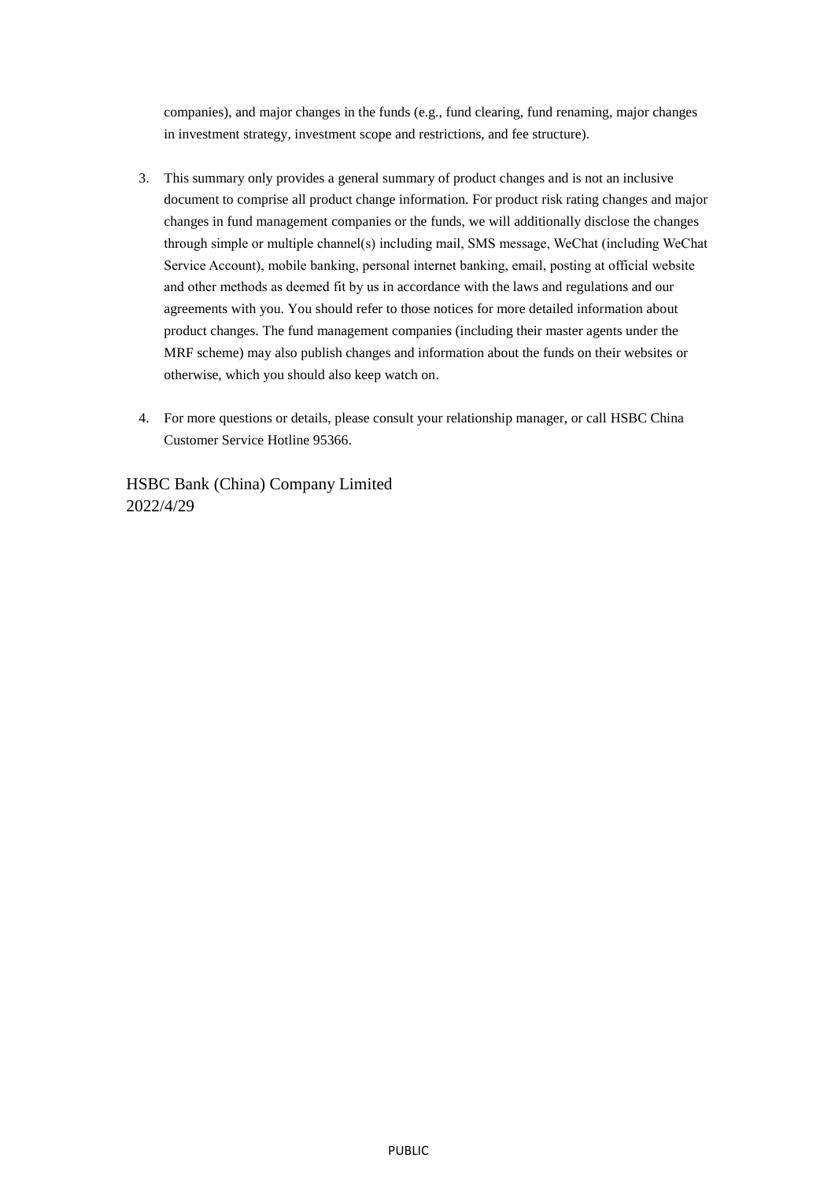companies), and major changes in the funds (e.g., fund clearing, fund renaming, major changes in investment strategy, investment scope and restrictions, and fee structure).

3. This summary only provides a general summary of product changes and is not an inclusive document to comprise all product change information. For product risk rating changes and major changes in fund management companies or the funds, we will additionally disclose the changes through simple or multiple channel(s) including mail, SMS message, WeChat (including WeChat Service Account), mobile banking, personal internet banking, email, posting at official website and other methods as deemed fit by us in accordance with the laws and regulations and our agreements with you. You should refer to those notices for more detailed information about product changes. The fund management companies (including their master agents under the MRF scheme) may also publish changes and information about the funds on their websites or otherwise, which you should also keep watch on.

4. For more questions or details, please consult your relationship manager, or call HSBC China Customer Service Hotline 95366.

HSBC Bank (China) Company Limited
2022/4/29